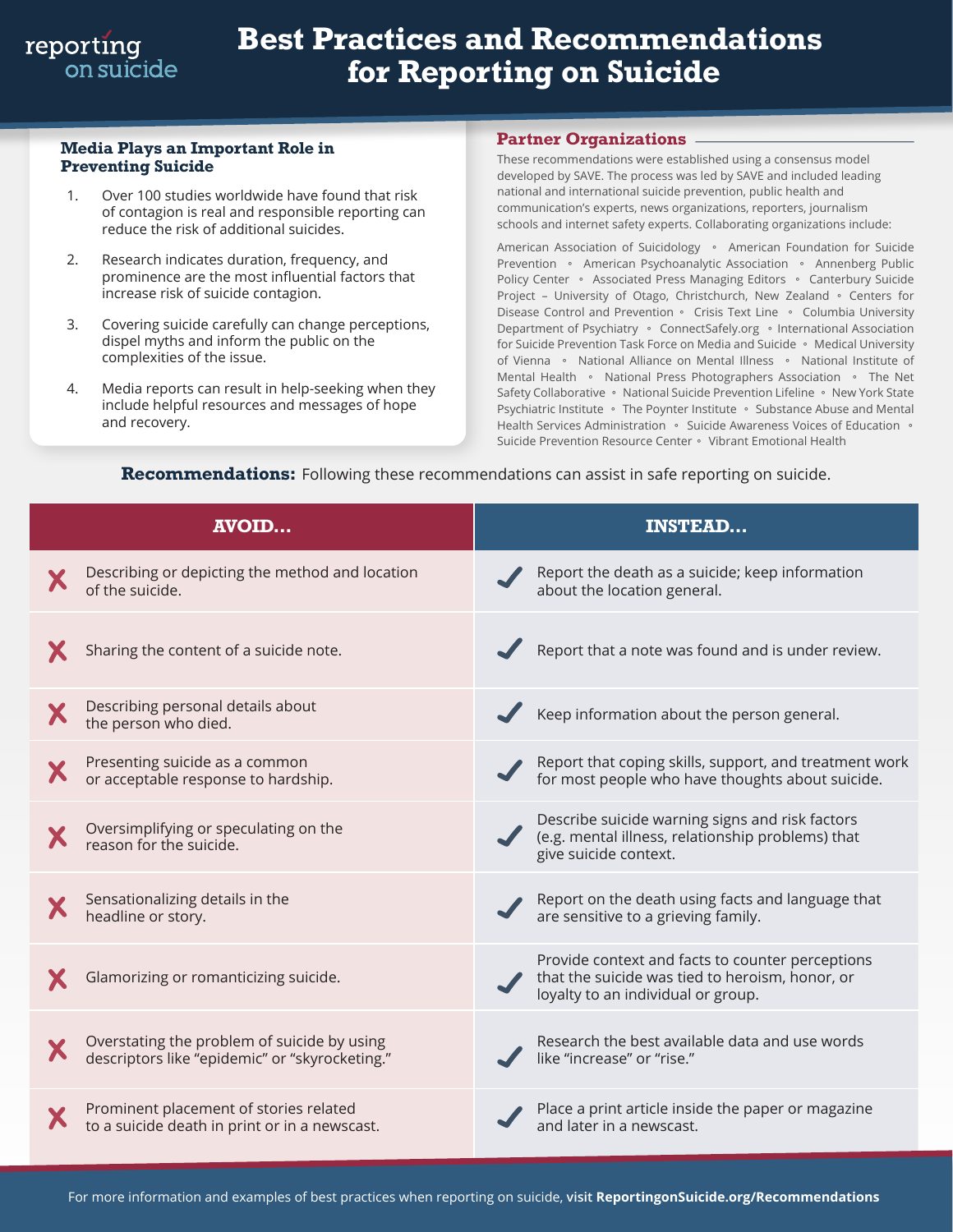reporting on suicide

# Best Practices and Recommendations for Reporting on Suicide

### Media Plays an Important Role in Preventing Suicide

1. Over 100 studies worldwide have found that risk of contagion is real and responsible reporting can reduce the risk of additional suicides.
2. Research indicates duration, frequency, and prominence are the most influential factors that increase risk of suicide contagion.
3. Covering suicide carefully can change perceptions, dispel myths and inform the public on the complexities of the issue.
4. Media reports can result in help-seeking when they include helpful resources and messages of hope and recovery.

### Partner Organizations

These recommendations were established using a consensus model developed by SAVE. The process was led by SAVE and included leading national and international suicide prevention, public health and communication's experts, news organizations, reporters, journalism schools and internet safety experts. Collaborating organizations include:

American Association of Suicidology ◦ American Foundation for Suicide Prevention ◦ American Psychoanalytic Association ◦ Annenberg Public Policy Center ◦ Associated Press Managing Editors ◦ Canterbury Suicide Project – University of Otago, Christchurch, New Zealand ◦ Centers for Disease Control and Prevention ◦ Crisis Text Line ◦ Columbia University Department of Psychiatry ◦ ConnectSafely.org ◦ International Association for Suicide Prevention Task Force on Media and Suicide ◦ Medical University of Vienna ◦ National Alliance on Mental Illness ◦ National Institute of Mental Health ◦ National Press Photographers Association ◦ The Net Safety Collaborative ◦ National Suicide Prevention Lifeline ◦ New York State Psychiatric Institute ◦ The Poynter Institute ◦ Substance Abuse and Mental Health Services Administration ◦ Suicide Awareness Voices of Education ◦ Suicide Prevention Resource Center ◦ Vibrant Emotional Health

**Recommendations:** Following these recommendations can assist in safe reporting on suicide.

| AVOID... | INSTEAD... |
|---|---|
| ✗ Describing or depicting the method and location of the suicide. | ✓ Report the death as a suicide; keep information about the location general. |
| ✗ Sharing the content of a suicide note. | ✓ Report that a note was found and is under review. |
| ✗ Describing personal details about the person who died. | ✓ Keep information about the person general. |
| ✗ Presenting suicide as a common or acceptable response to hardship. | ✓ Report that coping skills, support, and treatment work for most people who have thoughts about suicide. |
| ✗ Oversimplifying or speculating on the reason for the suicide. | ✓ Describe suicide warning signs and risk factors (e.g. mental illness, relationship problems) that give suicide context. |
| ✗ Sensationalizing details in the headline or story. | ✓ Report on the death using facts and language that are sensitive to a grieving family. |
| ✗ Glamorizing or romanticizing suicide. | ✓ Provide context and facts to counter perceptions that the suicide was tied to heroism, honor, or loyalty to an individual or group. |
| ✗ Overstating the problem of suicide by using descriptors like "epidemic" or "skyrocketing." | ✓ Research the best available data and use words like "increase" or "rise." |
| ✗ Prominent placement of stories related to a suicide death in print or in a newscast. | ✓ Place a print article inside the paper or magazine and later in a newscast. |

For more information and examples of best practices when reporting on suicide, visit **ReportingonSuicide.org/Recommendations**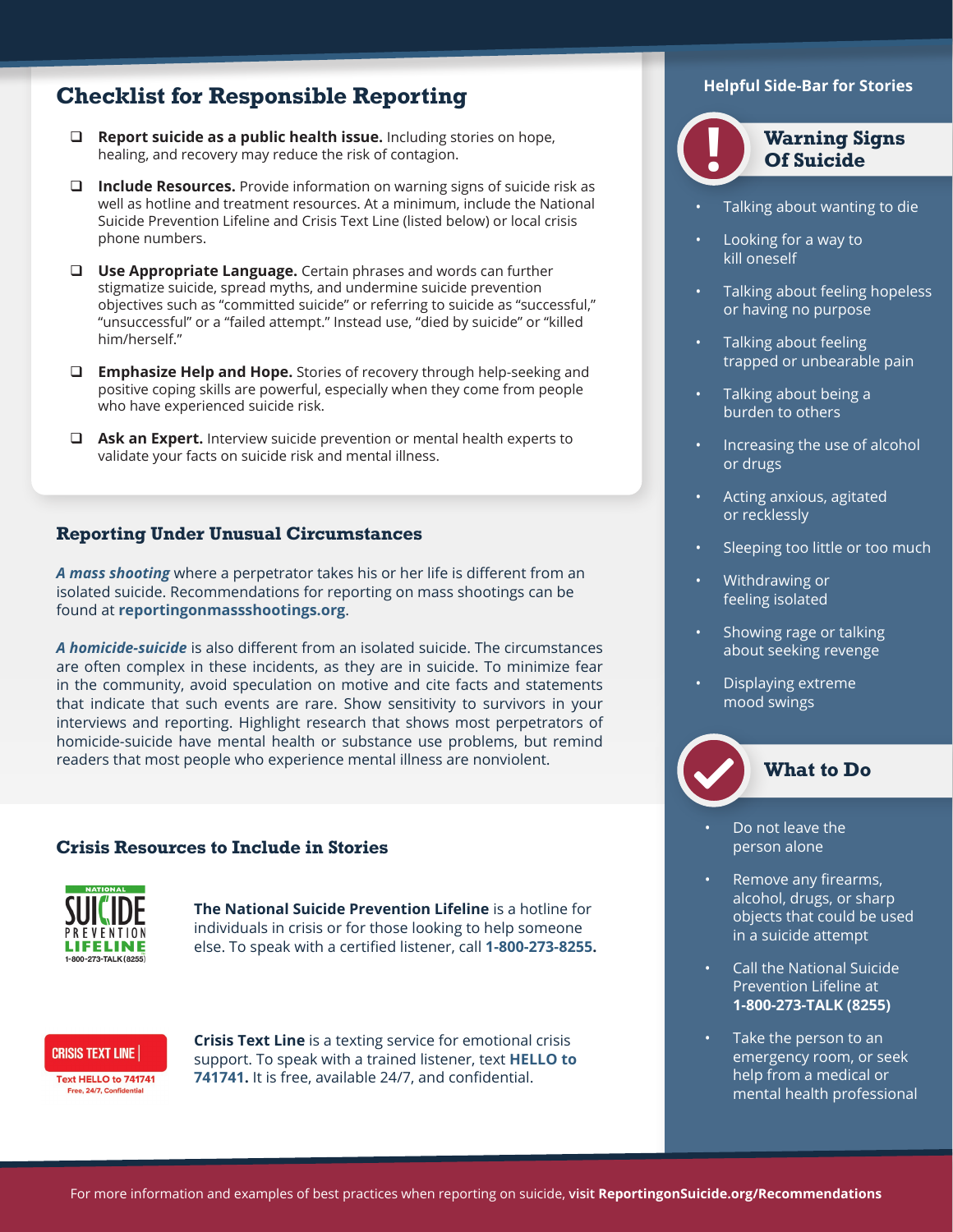## Checklist for Responsible Reporting

- ❑ **Report suicide as a public health issue.** Including stories on hope, healing, and recovery may reduce the risk of contagion.
- ❑ **Include Resources.** Provide information on warning signs of suicide risk as well as hotline and treatment resources. At a minimum, include the National Suicide Prevention Lifeline and Crisis Text Line (listed below) or local crisis phone numbers.
- ❑ **Use Appropriate Language.** Certain phrases and words can further stigmatize suicide, spread myths, and undermine suicide prevention objectives such as "committed suicide" or referring to suicide as "successful," "unsuccessful" or a "failed attempt." Instead use, "died by suicide" or "killed him/herself."
- ❑ **Emphasize Help and Hope.** Stories of recovery through help-seeking and positive coping skills are powerful, especially when they come from people who have experienced suicide risk.
- ❑ **Ask an Expert.** Interview suicide prevention or mental health experts to validate your facts on suicide risk and mental illness.

## Reporting Under Unusual Circumstances

***A mass shooting*** where a perpetrator takes his or her life is different from an isolated suicide. Recommendations for reporting on mass shootings can be found at **reportingonmassshootings.org**.

***A homicide-suicide*** is also different from an isolated suicide. The circumstances are often complex in these incidents, as they are in suicide. To minimize fear in the community, avoid speculation on motive and cite facts and statements that indicate that such events are rare. Show sensitivity to survivors in your interviews and reporting. Highlight research that shows most perpetrators of homicide-suicide have mental health or substance use problems, but remind readers that most people who experience mental illness are nonviolent.

## Crisis Resources to Include in Stories

NATIONAL SUICIDE PREVENTION LIFELINE 1-800-273-TALK (8255)

**The National Suicide Prevention Lifeline** is a hotline for individuals in crisis or for those looking to help someone else. To speak with a certified listener, call **1-800-273-8255.**

CRISIS TEXT LINE | Text HELLO to 741741 Free, 24/7, Confidential

**Crisis Text Line** is a texting service for emotional crisis support. To speak with a trained listener, text **HELLO to 741741.** It is free, available 24/7, and confidential.

## Helpful Side-Bar for Stories

### Warning Signs Of Suicide

- Talking about wanting to die
- Looking for a way to kill oneself
- Talking about feeling hopeless or having no purpose
- Talking about feeling trapped or unbearable pain
- Talking about being a burden to others
- Increasing the use of alcohol or drugs
- Acting anxious, agitated or recklessly
- Sleeping too little or too much
- Withdrawing or feeling isolated
- Showing rage or talking about seeking revenge
- Displaying extreme mood swings

### What to Do

- Do not leave the person alone
- Remove any firearms, alcohol, drugs, or sharp objects that could be used in a suicide attempt
- Call the National Suicide Prevention Lifeline at **1-800-273-TALK (8255)**
- Take the person to an emergency room, or seek help from a medical or mental health professional

For more information and examples of best practices when reporting on suicide, visit **ReportingonSuicide.org/Recommendations**